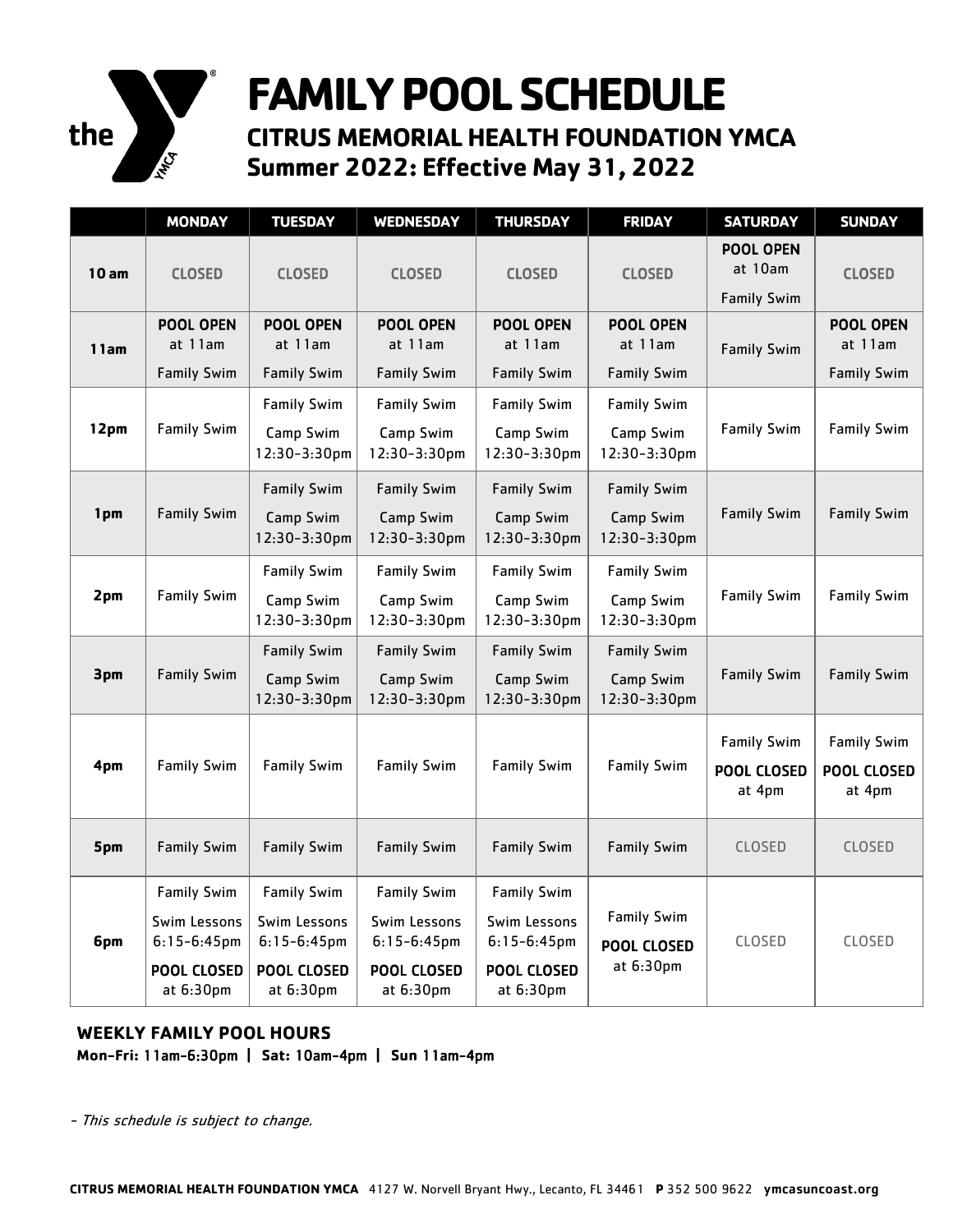# FAMILY POOL SCHEDULE

## CITRUS MEMORIAL HEALTH FOUNDATION YMCA

## Summer 2022: Effective May 31, 2022

| | MONDAY | TUESDAY | WEDNESDAY | THURSDAY | FRIDAY | SATURDAY | SUNDAY |
|---|---|---|---|---|---|---|---|
| **10 am** | CLOSED | CLOSED | CLOSED | CLOSED | CLOSED | **POOL OPEN** at 10am Family Swim | CLOSED |
| **11am** | **POOL OPEN** at 11am Family Swim | **POOL OPEN** at 11am Family Swim | **POOL OPEN** at 11am Family Swim | **POOL OPEN** at 11am Family Swim | **POOL OPEN** at 11am Family Swim | Family Swim | **POOL OPEN** at 11am Family Swim |
| **12pm** | Family Swim | Family Swim Camp Swim 12:30-3:30pm | Family Swim Camp Swim 12:30-3:30pm | Family Swim Camp Swim 12:30-3:30pm | Family Swim Camp Swim 12:30-3:30pm | Family Swim | Family Swim |
| **1pm** | Family Swim | Family Swim Camp Swim 12:30-3:30pm | Family Swim Camp Swim 12:30-3:30pm | Family Swim Camp Swim 12:30-3:30pm | Family Swim Camp Swim 12:30-3:30pm | Family Swim | Family Swim |
| **2pm** | Family Swim | Family Swim Camp Swim 12:30-3:30pm | Family Swim Camp Swim 12:30-3:30pm | Family Swim Camp Swim 12:30-3:30pm | Family Swim Camp Swim 12:30-3:30pm | Family Swim | Family Swim |
| **3pm** | Family Swim | Family Swim Camp Swim 12:30-3:30pm | Family Swim Camp Swim 12:30-3:30pm | Family Swim Camp Swim 12:30-3:30pm | Family Swim Camp Swim 12:30-3:30pm | Family Swim | Family Swim |
| **4pm** | Family Swim | Family Swim | Family Swim | Family Swim | Family Swim | Family Swim **POOL CLOSED** at 4pm | Family Swim **POOL CLOSED** at 4pm |
| **5pm** | Family Swim | Family Swim | Family Swim | Family Swim | Family Swim | CLOSED | CLOSED |
| **6pm** | Family Swim Swim Lessons 6:15-6:45pm **POOL CLOSED** at 6:30pm | Family Swim Swim Lessons 6:15-6:45pm **POOL CLOSED** at 6:30pm | Family Swim Swim Lessons 6:15-6:45pm **POOL CLOSED** at 6:30pm | Family Swim Swim Lessons 6:15-6:45pm **POOL CLOSED** at 6:30pm | Family Swim **POOL CLOSED** at 6:30pm | CLOSED | CLOSED |

**WEEKLY FAMILY POOL HOURS**

**Mon-Fri: 11am-6:30pm | Sat: 10am-4pm | Sun 11am-4pm**

*- This schedule is subject to change.*

**CITRUS MEMORIAL HEALTH FOUNDATION YMCA** 4127 W. Norvell Bryant Hwy., Lecanto, FL 34461 **P** 352 500 9622 **ymcasuncoast.org**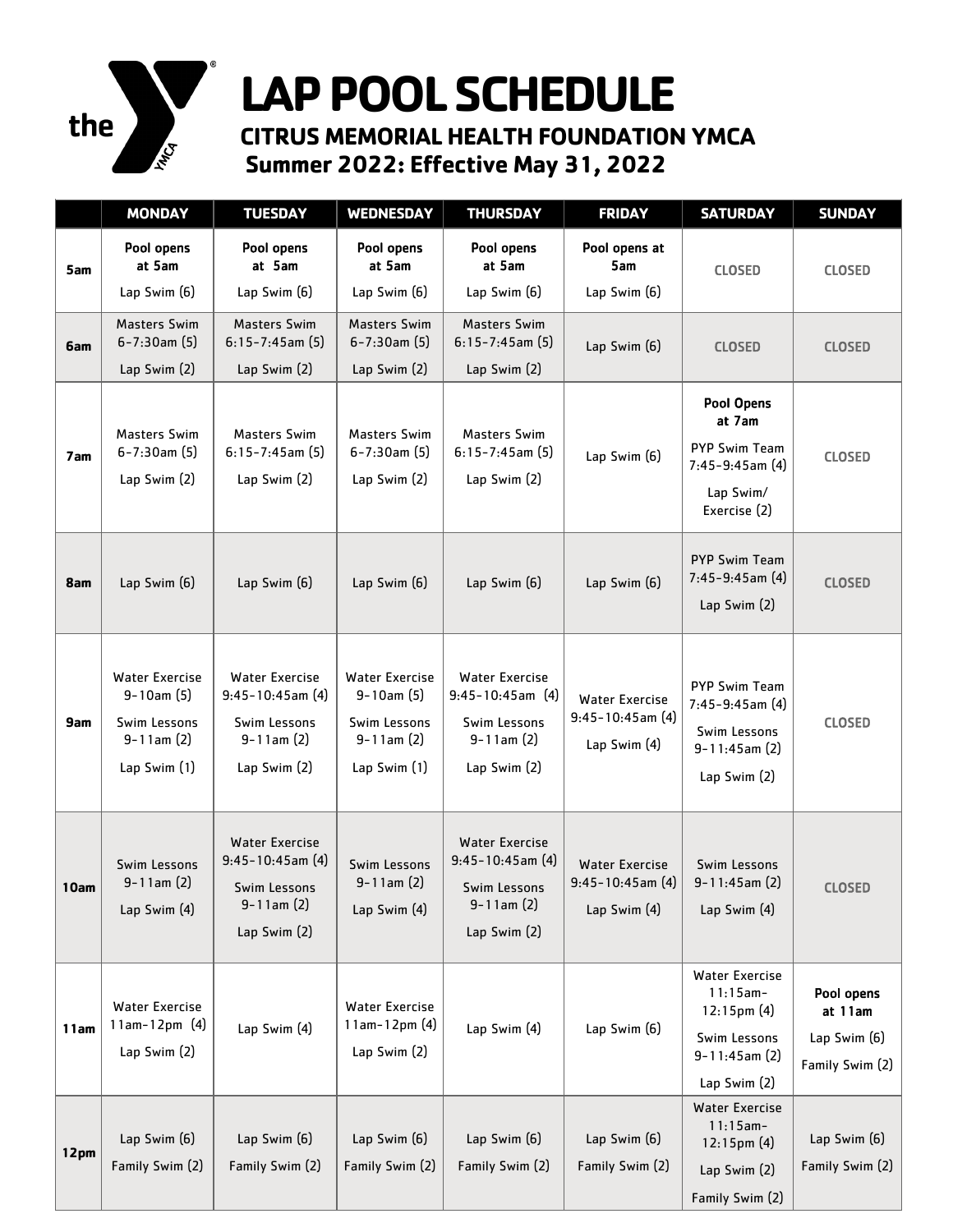# LAP POOL SCHEDULE

## CITRUS MEMORIAL HEALTH FOUNDATION YMCA

### Summer 2022: Effective May 31, 2022

| | MONDAY | TUESDAY | WEDNESDAY | THURSDAY | FRIDAY | SATURDAY | SUNDAY |
|---|---|---|---|---|---|---|---|
| **5am** | **Pool opens at 5am**<br>Lap Swim (6) | **Pool opens at 5am**<br>Lap Swim (6) | **Pool opens at 5am**<br>Lap Swim (6) | **Pool opens at 5am**<br>Lap Swim (6) | **Pool opens at 5am**<br>Lap Swim (6) | CLOSED | CLOSED |
| **6am** | Masters Swim 6-7:30am (5)<br>Lap Swim (2) | Masters Swim 6:15-7:45am (5)<br>Lap Swim (2) | Masters Swim 6-7:30am (5)<br>Lap Swim (2) | Masters Swim 6:15-7:45am (5)<br>Lap Swim (2) | Lap Swim (6) | CLOSED | CLOSED |
| **7am** | Masters Swim 6-7:30am (5)<br>Lap Swim (2) | Masters Swim 6:15-7:45am (5)<br>Lap Swim (2) | Masters Swim 6-7:30am (5)<br>Lap Swim (2) | Masters Swim 6:15-7:45am (5)<br>Lap Swim (2) | Lap Swim (6) | **Pool Opens at 7am**<br>PYP Swim Team 7:45-9:45am (4)<br>Lap Swim/ Exercise (2) | CLOSED |
| **8am** | Lap Swim (6) | Lap Swim (6) | Lap Swim (6) | Lap Swim (6) | Lap Swim (6) | PYP Swim Team 7:45-9:45am (4)<br>Lap Swim (2) | CLOSED |
| **9am** | Water Exercise 9-10am (5)<br>Swim Lessons 9-11am (2)<br>Lap Swim (1) | Water Exercise 9:45-10:45am (4)<br>Swim Lessons 9-11am (2)<br>Lap Swim (2) | Water Exercise 9-10am (5)<br>Swim Lessons 9-11am (2)<br>Lap Swim (1) | Water Exercise 9:45-10:45am (4)<br>Swim Lessons 9-11am (2)<br>Lap Swim (2) | Water Exercise 9:45-10:45am (4)<br>Lap Swim (4) | PYP Swim Team 7:45-9:45am (4)<br>Swim Lessons 9-11:45am (2)<br>Lap Swim (2) | CLOSED |
| **10am** | Swim Lessons 9-11am (2)<br>Lap Swim (4) | Water Exercise 9:45-10:45am (4)<br>Swim Lessons 9-11am (2)<br>Lap Swim (2) | Swim Lessons 9-11am (2)<br>Lap Swim (4) | Water Exercise 9:45-10:45am (4)<br>Swim Lessons 9-11am (2)<br>Lap Swim (2) | Water Exercise 9:45-10:45am (4)<br>Lap Swim (4) | Swim Lessons 9-11:45am (2)<br>Lap Swim (4) | CLOSED |
| **11am** | Water Exercise 11am-12pm (4)<br>Lap Swim (2) | Lap Swim (4) | Water Exercise 11am-12pm (4)<br>Lap Swim (2) | Lap Swim (4) | Lap Swim (6) | Water Exercise 11:15am-12:15pm (4)<br>Swim Lessons 9-11:45am (2)<br>Lap Swim (2) | **Pool opens at 11am**<br>Lap Swim (6)<br>Family Swim (2) |
| **12pm** | Lap Swim (6)<br>Family Swim (2) | Lap Swim (6)<br>Family Swim (2) | Lap Swim (6)<br>Family Swim (2) | Lap Swim (6)<br>Family Swim (2) | Lap Swim (6)<br>Family Swim (2) | Water Exercise 11:15am-12:15pm (4)<br>Lap Swim (2)<br>Family Swim (2) | Lap Swim (6)<br>Family Swim (2) |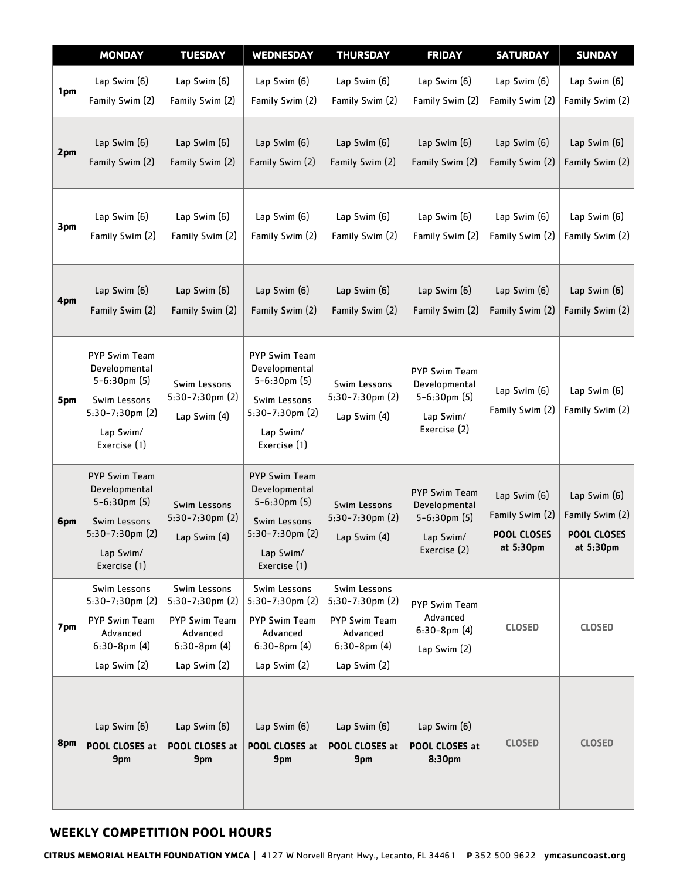| | MONDAY | TUESDAY | WEDNESDAY | THURSDAY | FRIDAY | SATURDAY | SUNDAY |
|---|---|---|---|---|---|---|---|
| 1pm | Lap Swim (6)<br>Family Swim (2) | Lap Swim (6)<br>Family Swim (2) | Lap Swim (6)<br>Family Swim (2) | Lap Swim (6)<br>Family Swim (2) | Lap Swim (6)<br>Family Swim (2) | Lap Swim (6)<br>Family Swim (2) | Lap Swim (6)<br>Family Swim (2) |
| 2pm | Lap Swim (6)<br>Family Swim (2) | Lap Swim (6)<br>Family Swim (2) | Lap Swim (6)<br>Family Swim (2) | Lap Swim (6)<br>Family Swim (2) | Lap Swim (6)<br>Family Swim (2) | Lap Swim (6)<br>Family Swim (2) | Lap Swim (6)<br>Family Swim (2) |
| 3pm | Lap Swim (6)<br>Family Swim (2) | Lap Swim (6)<br>Family Swim (2) | Lap Swim (6)<br>Family Swim (2) | Lap Swim (6)<br>Family Swim (2) | Lap Swim (6)<br>Family Swim (2) | Lap Swim (6)<br>Family Swim (2) | Lap Swim (6)<br>Family Swim (2) |
| 4pm | Lap Swim (6)<br>Family Swim (2) | Lap Swim (6)<br>Family Swim (2) | Lap Swim (6)<br>Family Swim (2) | Lap Swim (6)<br>Family Swim (2) | Lap Swim (6)<br>Family Swim (2) | Lap Swim (6)<br>Family Swim (2) | Lap Swim (6)<br>Family Swim (2) |
| 5pm | PYP Swim Team Developmental 5-6:30pm (5)<br>Swim Lessons 5:30-7:30pm (2)<br>Lap Swim/ Exercise (1) | Swim Lessons 5:30-7:30pm (2)<br>Lap Swim (4) | PYP Swim Team Developmental 5-6:30pm (5)<br>Swim Lessons 5:30-7:30pm (2)<br>Lap Swim/ Exercise (1) | Swim Lessons 5:30-7:30pm (2)<br>Lap Swim (4) | PYP Swim Team Developmental 5-6:30pm (5)<br>Lap Swim/ Exercise (2) | Lap Swim (6)<br>Family Swim (2) | Lap Swim (6)<br>Family Swim (2) |
| 6pm | PYP Swim Team Developmental 5-6:30pm (5)<br>Swim Lessons 5:30-7:30pm (2)<br>Lap Swim/ Exercise (1) | Swim Lessons 5:30-7:30pm (2)<br>Lap Swim (4) | PYP Swim Team Developmental 5-6:30pm (5)<br>Swim Lessons 5:30-7:30pm (2)<br>Lap Swim/ Exercise (1) | Swim Lessons 5:30-7:30pm (2)<br>Lap Swim (4) | PYP Swim Team Developmental 5-6:30pm (5)<br>Lap Swim/ Exercise (2) | Lap Swim (6)<br>Family Swim (2)<br>**POOL CLOSES at 5:30pm** | Lap Swim (6)<br>Family Swim (2)<br>**POOL CLOSES at 5:30pm** |
| 7pm | Swim Lessons 5:30-7:30pm (2)<br>PYP Swim Team Advanced 6:30-8pm (4)<br>Lap Swim (2) | Swim Lessons 5:30-7:30pm (2)<br>PYP Swim Team Advanced 6:30-8pm (4)<br>Lap Swim (2) | Swim Lessons 5:30-7:30pm (2)<br>PYP Swim Team Advanced 6:30-8pm (4)<br>Lap Swim (2) | Swim Lessons 5:30-7:30pm (2)<br>PYP Swim Team Advanced 6:30-8pm (4)<br>Lap Swim (2) | PYP Swim Team Advanced 6:30-8pm (4)<br>Lap Swim (2) | CLOSED | CLOSED |
| 8pm | Lap Swim (6)<br>**POOL CLOSES at 9pm** | Lap Swim (6)<br>**POOL CLOSES at 9pm** | Lap Swim (6)<br>**POOL CLOSES at 9pm** | Lap Swim (6)<br>**POOL CLOSES at 9pm** | Lap Swim (6)<br>**POOL CLOSES at 8:30pm** | CLOSED | CLOSED |

## WEEKLY COMPETITION POOL HOURS

**CITRUS MEMORIAL HEALTH FOUNDATION YMCA** | 4127 W Norvell Bryant Hwy., Lecanto, FL 34461 **P** 352 500 9622 **ymcasuncoast.org**